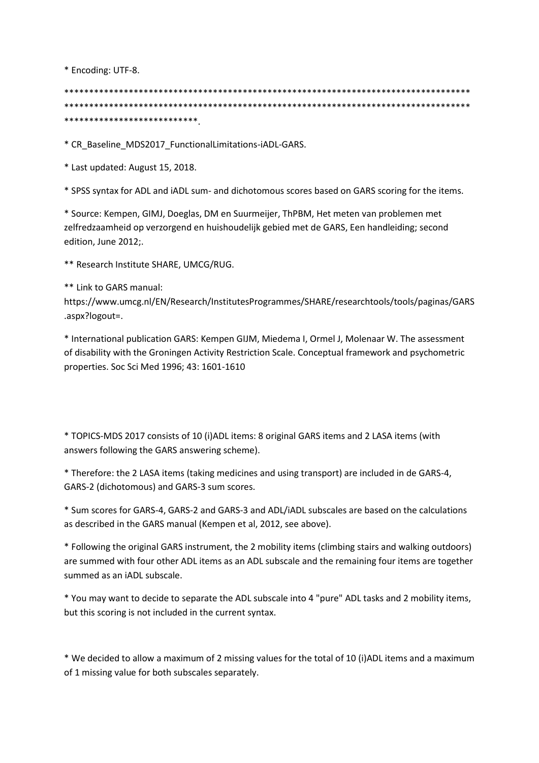* Encoding: UTF-8.

****************************************************************************************************************************************************************************************************************.

* CR_Baseline_MDS2017_FunctionalLimitations-iADL-GARS.

* Last updated: August 15, 2018.

* SPSS syntax for ADL and iADL sum- and dichotomous scores based on GARS scoring for the items.

* Source: Kempen, GIMJ, Doeglas, DM en Suurmeijer, ThPBM, Het meten van problemen met zelfredzaamheid op verzorgend en huishoudelijk gebied met de GARS, Een handleiding; second edition, June 2012;.

** Research Institute SHARE, UMCG/RUG.

** Link to GARS manual: https://www.umcg.nl/EN/Research/InstitutesProgrammes/SHARE/researchtools/tools/paginas/GARS.aspx?logout=.

* International publication GARS: Kempen GIJM, Miedema I, Ormel J, Molenaar W. The assessment of disability with the Groningen Activity Restriction Scale. Conceptual framework and psychometric properties. Soc Sci Med 1996; 43: 1601-1610

* TOPICS-MDS 2017 consists of 10 (i)ADL items: 8 original GARS items and 2 LASA items (with answers following the GARS answering scheme).

* Therefore: the 2 LASA items (taking medicines and using transport) are included in de GARS-4, GARS-2 (dichotomous) and GARS-3 sum scores.

* Sum scores for GARS-4, GARS-2 and GARS-3 and ADL/iADL subscales are based on the calculations as described in the GARS manual (Kempen et al, 2012, see above).

* Following the original GARS instrument, the 2 mobility items (climbing stairs and walking outdoors) are summed with four other ADL items as an ADL subscale and the remaining four items are together summed as an iADL subscale.

* You may want to decide to separate the ADL subscale into 4 "pure" ADL tasks and 2 mobility items, but this scoring is not included in the current syntax.

* We decided to allow a maximum of 2 missing values for the total of 10 (i)ADL items and a maximum of 1 missing value for both subscales separately.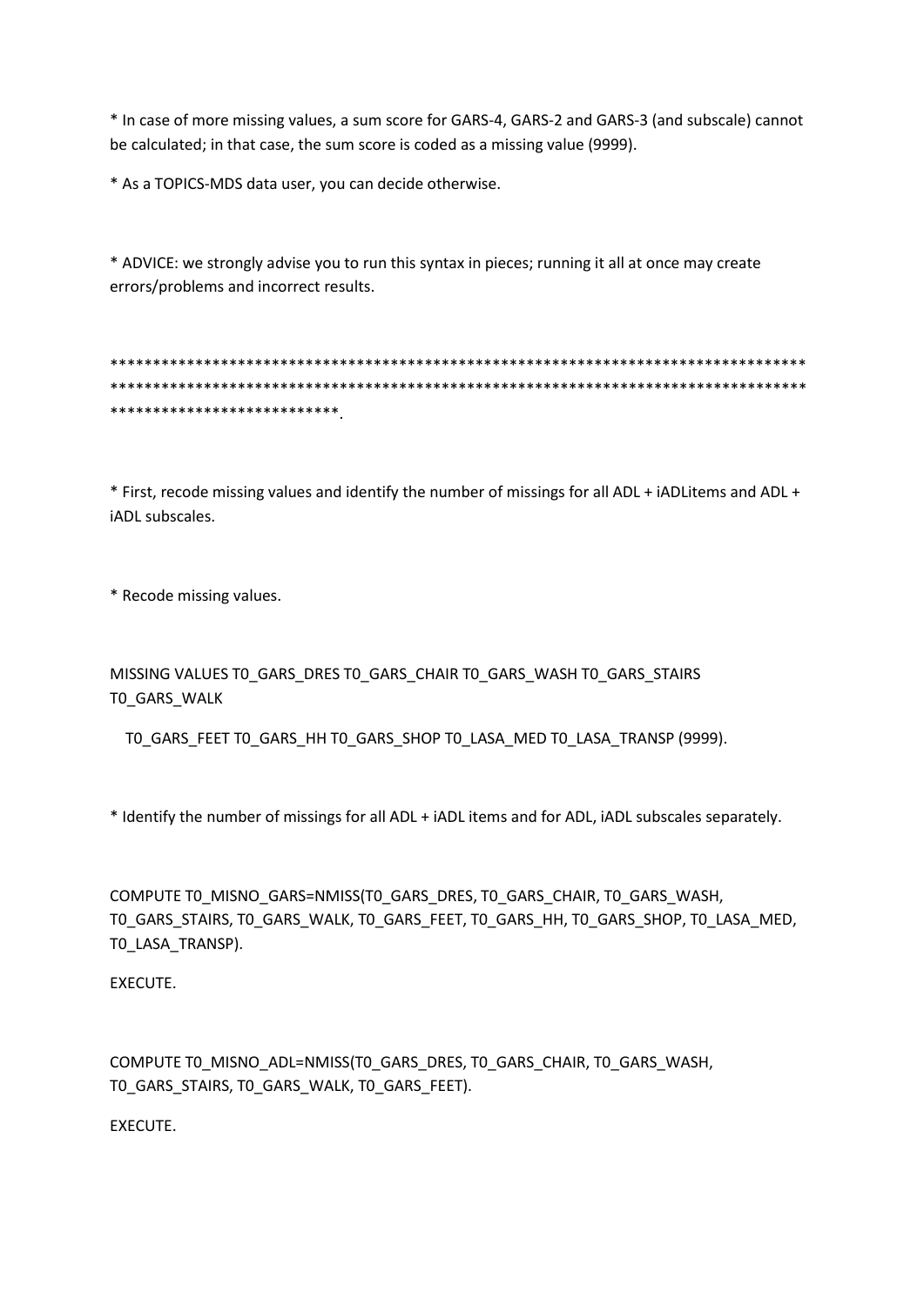* In case of more missing values, a sum score for GARS-4, GARS-2 and GARS-3 (and subscale) cannot be calculated; in that case, the sum score is coded as a missing value (9999).

* As a TOPICS-MDS data user, you can decide otherwise.

* ADVICE: we strongly advise you to run this syntax in pieces; running it all at once may create errors/problems and incorrect results.

****************************************************************************************************************************************************************************************************************.

* First, recode missing values and identify the number of missings for all ADL + iADLitems and ADL + iADL subscales.

* Recode missing values.

```
MISSING VALUES T0_GARS_DRES T0_GARS_CHAIR T0_GARS_WASH T0_GARS_STAIRS T0_GARS_WALK
   T0_GARS_FEET T0_GARS_HH T0_GARS_SHOP T0_LASA_MED T0_LASA_TRANSP (9999).
```

* Identify the number of missings for all ADL + iADL items and for ADL, iADL subscales separately.

```
COMPUTE T0_MISNO_GARS=NMISS(T0_GARS_DRES, T0_GARS_CHAIR, T0_GARS_WASH, T0_GARS_STAIRS, T0_GARS_WALK, T0_GARS_FEET, T0_GARS_HH, T0_GARS_SHOP, T0_LASA_MED, T0_LASA_TRANSP).

EXECUTE.

COMPUTE T0_MISNO_ADL=NMISS(T0_GARS_DRES, T0_GARS_CHAIR, T0_GARS_WASH, T0_GARS_STAIRS, T0_GARS_WALK, T0_GARS_FEET).

EXECUTE.
```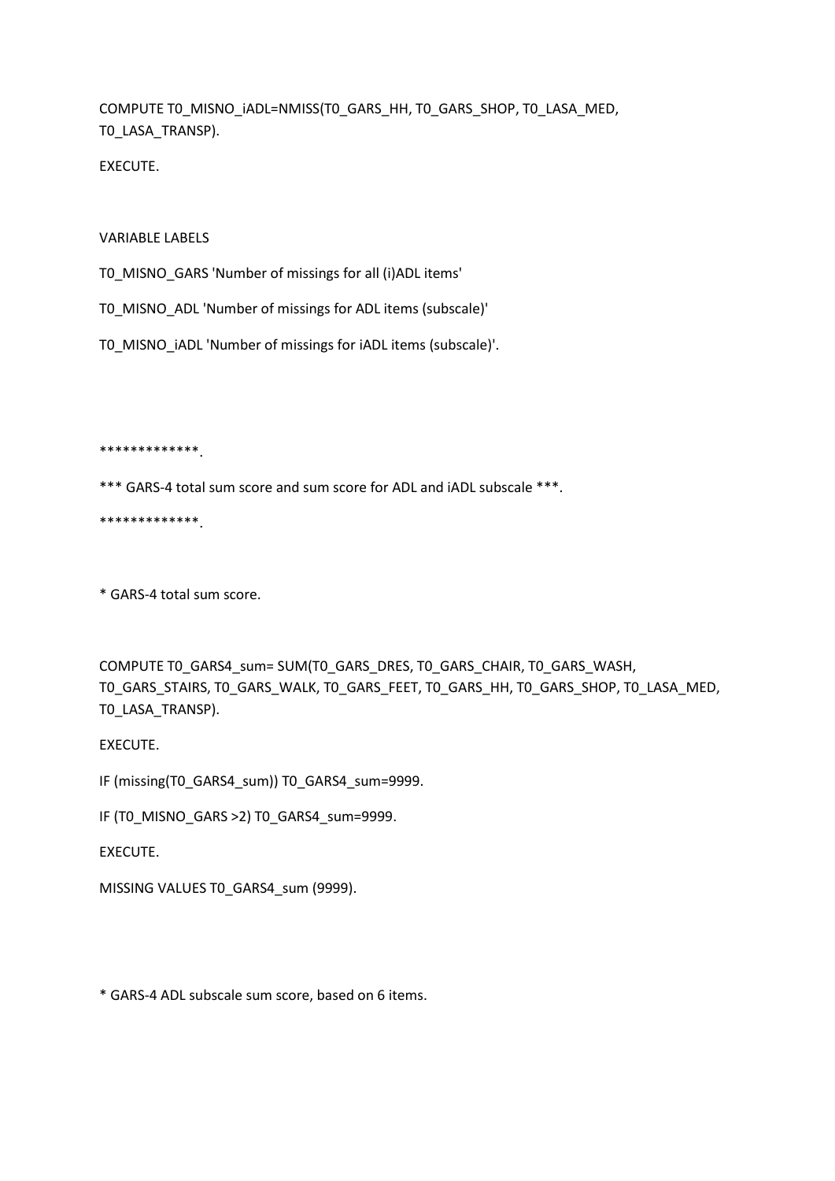COMPUTE T0_MISNO_iADL=NMISS(T0_GARS_HH, T0_GARS_SHOP, T0_LASA_MED, T0_LASA_TRANSP).

EXECUTE.

VARIABLE LABELS

T0_MISNO_GARS 'Number of missings for all (i)ADL items'

T0_MISNO_ADL 'Number of missings for ADL items (subscale)'

T0_MISNO_iADL 'Number of missings for iADL items (subscale)'.

*************.

*** GARS-4 total sum score and sum score for ADL and iADL subscale ***.

*************.

* GARS-4 total sum score.

COMPUTE T0_GARS4_sum= SUM(T0_GARS_DRES, T0_GARS_CHAIR, T0_GARS_WASH, T0_GARS_STAIRS, T0_GARS_WALK, T0_GARS_FEET, T0_GARS_HH, T0_GARS_SHOP, T0_LASA_MED, T0_LASA_TRANSP).

EXECUTE.

IF (missing(T0_GARS4_sum)) T0_GARS4_sum=9999.

IF (T0_MISNO_GARS >2) T0_GARS4_sum=9999.

EXECUTE.

MISSING VALUES T0_GARS4_sum (9999).

* GARS-4 ADL subscale sum score, based on 6 items.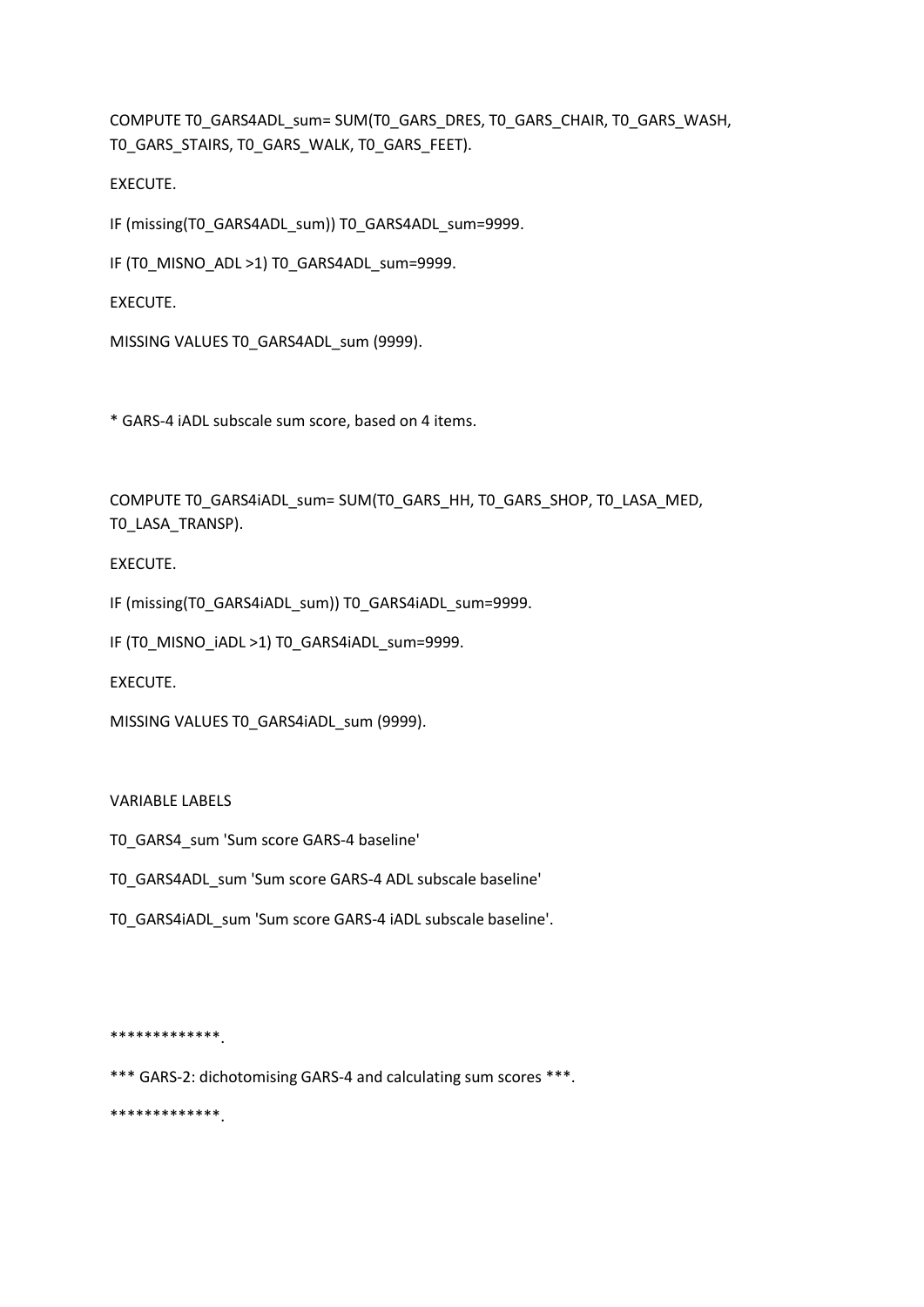```
COMPUTE T0_GARS4ADL_sum= SUM(T0_GARS_DRES, T0_GARS_CHAIR, T0_GARS_WASH,
T0_GARS_STAIRS, T0_GARS_WALK, T0_GARS_FEET).

EXECUTE.

IF (missing(T0_GARS4ADL_sum)) T0_GARS4ADL_sum=9999.

IF (T0_MISNO_ADL >1) T0_GARS4ADL_sum=9999.

EXECUTE.

MISSING VALUES T0_GARS4ADL_sum (9999).


* GARS-4 iADL subscale sum score, based on 4 items.


COMPUTE T0_GARS4iADL_sum= SUM(T0_GARS_HH, T0_GARS_SHOP, T0_LASA_MED,
T0_LASA_TRANSP).

EXECUTE.

IF (missing(T0_GARS4iADL_sum)) T0_GARS4iADL_sum=9999.

IF (T0_MISNO_iADL >1) T0_GARS4iADL_sum=9999.

EXECUTE.

MISSING VALUES T0_GARS4iADL_sum (9999).


VARIABLE LABELS

T0_GARS4_sum 'Sum score GARS-4 baseline'

T0_GARS4ADL_sum 'Sum score GARS-4 ADL subscale baseline'

T0_GARS4iADL_sum 'Sum score GARS-4 iADL subscale baseline'.



*************.

*** GARS-2: dichotomising GARS-4 and calculating sum scores ***.

*************.
```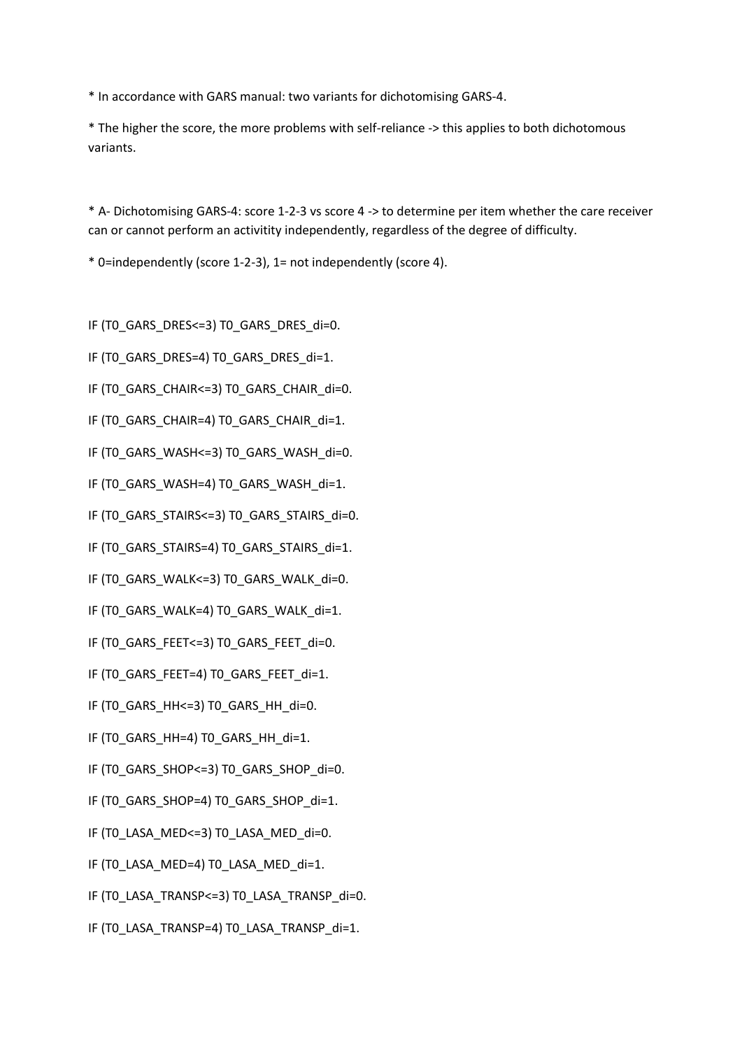* In accordance with GARS manual: two variants for dichotomising GARS-4.

* The higher the score, the more problems with self-reliance -> this applies to both dichotomous variants.

* A- Dichotomising GARS-4: score 1-2-3 vs score 4 -> to determine per item whether the care receiver can or cannot perform an activitity independently, regardless of the degree of difficulty.

* 0=independently (score 1-2-3), 1= not independently (score 4).

IF (T0_GARS_DRES<=3) T0_GARS_DRES_di=0.

IF (T0_GARS_DRES=4) T0_GARS_DRES_di=1.

IF (T0_GARS_CHAIR<=3) T0_GARS_CHAIR_di=0.

IF (T0_GARS_CHAIR=4) T0_GARS_CHAIR_di=1.

IF (T0_GARS_WASH<=3) T0_GARS_WASH_di=0.

IF (T0_GARS_WASH=4) T0_GARS_WASH_di=1.

IF (T0_GARS_STAIRS<=3) T0_GARS_STAIRS_di=0.

IF (T0_GARS_STAIRS=4) T0_GARS_STAIRS_di=1.

IF (T0_GARS_WALK<=3) T0_GARS_WALK_di=0.

IF (T0_GARS_WALK=4) T0_GARS_WALK_di=1.

IF (T0_GARS_FEET<=3) T0_GARS_FEET_di=0.

IF (T0_GARS_FEET=4) T0_GARS_FEET_di=1.

IF (T0_GARS_HH<=3) T0_GARS_HH_di=0.

IF (T0_GARS_HH=4) T0_GARS_HH_di=1.

IF (T0_GARS_SHOP<=3) T0_GARS_SHOP_di=0.

IF (T0_GARS_SHOP=4) T0_GARS_SHOP_di=1.

IF (T0_LASA_MED<=3) T0_LASA_MED_di=0.

IF (T0_LASA_MED=4) T0_LASA_MED_di=1.

IF (T0_LASA_TRANSP<=3) T0_LASA_TRANSP_di=0.

IF (T0_LASA_TRANSP=4) T0_LASA_TRANSP_di=1.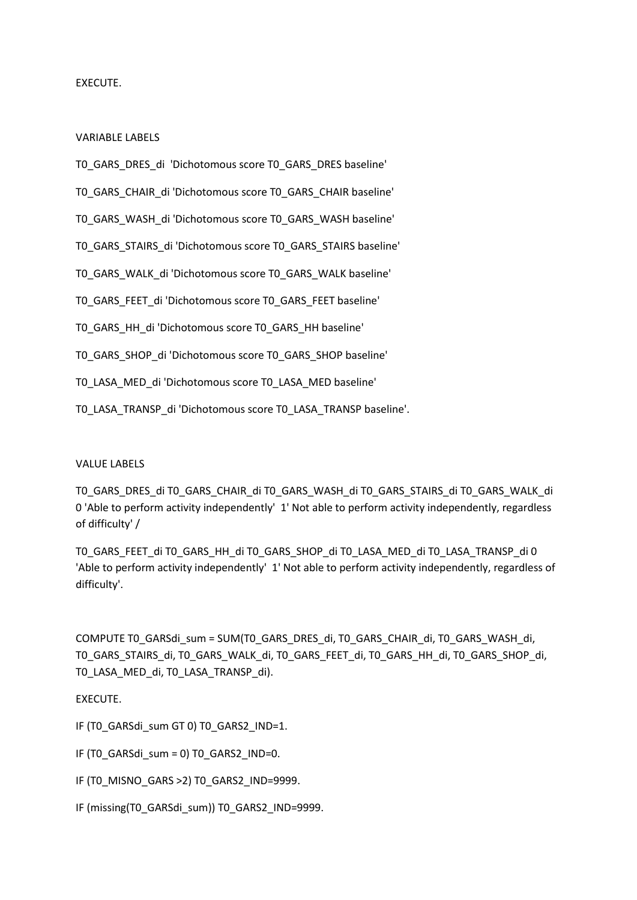EXECUTE.

VARIABLE LABELS

T0_GARS_DRES_di  'Dichotomous score T0_GARS_DRES baseline'

T0_GARS_CHAIR_di 'Dichotomous score T0_GARS_CHAIR baseline'

T0_GARS_WASH_di 'Dichotomous score T0_GARS_WASH baseline'

T0_GARS_STAIRS_di 'Dichotomous score T0_GARS_STAIRS baseline'

T0_GARS_WALK_di 'Dichotomous score T0_GARS_WALK baseline'

T0_GARS_FEET_di 'Dichotomous score T0_GARS_FEET baseline'

T0_GARS_HH_di 'Dichotomous score T0_GARS_HH baseline'

T0_GARS_SHOP_di 'Dichotomous score T0_GARS_SHOP baseline'

T0_LASA_MED_di 'Dichotomous score T0_LASA_MED baseline'

T0_LASA_TRANSP_di 'Dichotomous score T0_LASA_TRANSP baseline'.

VALUE LABELS

T0_GARS_DRES_di T0_GARS_CHAIR_di T0_GARS_WASH_di T0_GARS_STAIRS_di T0_GARS_WALK_di 0 'Able to perform activity independently'  1' Not able to perform activity independently, regardless of difficulty' /

T0_GARS_FEET_di T0_GARS_HH_di T0_GARS_SHOP_di T0_LASA_MED_di T0_LASA_TRANSP_di 0 'Able to perform activity independently'  1' Not able to perform activity independently, regardless of difficulty'.

COMPUTE T0_GARSdi_sum = SUM(T0_GARS_DRES_di, T0_GARS_CHAIR_di, T0_GARS_WASH_di, T0_GARS_STAIRS_di, T0_GARS_WALK_di, T0_GARS_FEET_di, T0_GARS_HH_di, T0_GARS_SHOP_di, T0_LASA_MED_di, T0_LASA_TRANSP_di).

EXECUTE.

IF (T0_GARSdi_sum GT 0) T0_GARS2_IND=1.

IF (T0_GARSdi_sum = 0) T0_GARS2_IND=0.

IF (T0_MISNO_GARS >2) T0_GARS2_IND=9999.

IF (missing(T0_GARSdi_sum)) T0_GARS2_IND=9999.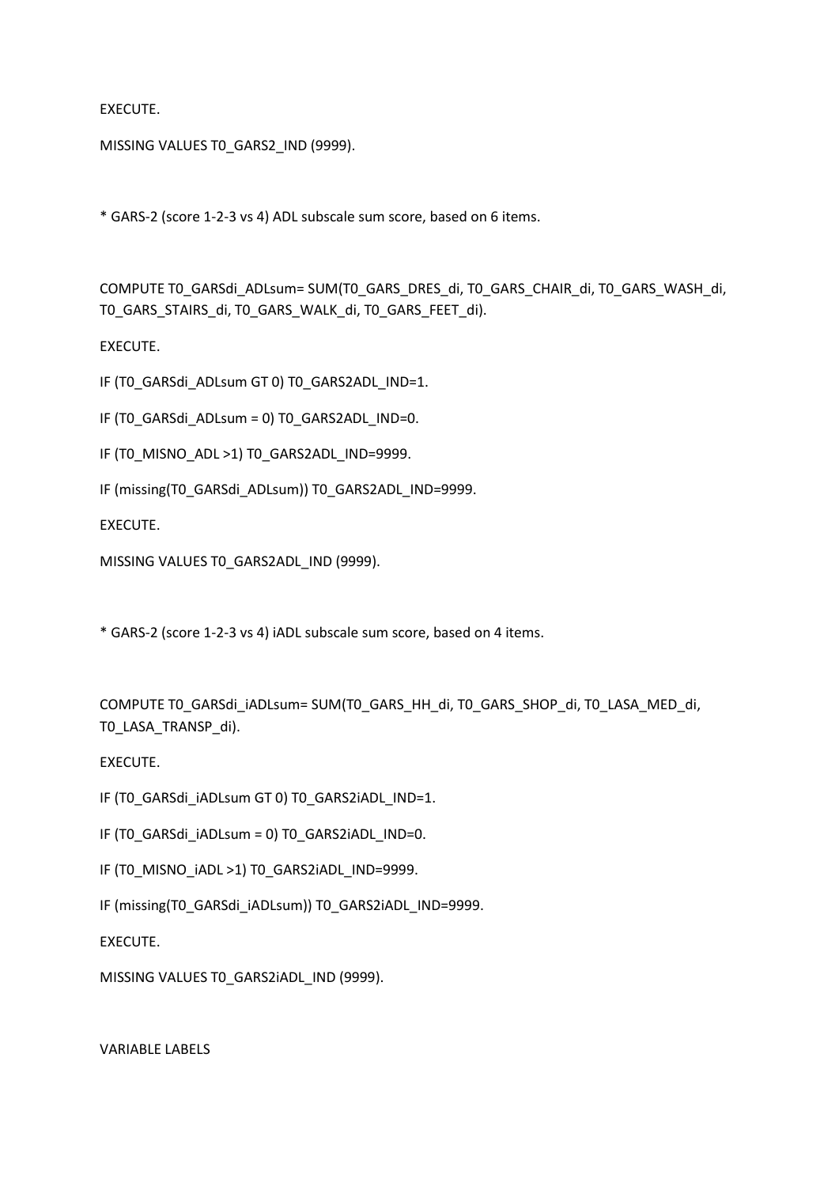EXECUTE.

MISSING VALUES T0_GARS2_IND (9999).

* GARS-2 (score 1-2-3 vs 4) ADL subscale sum score, based on 6 items.

COMPUTE T0_GARSdi_ADLsum= SUM(T0_GARS_DRES_di, T0_GARS_CHAIR_di, T0_GARS_WASH_di, T0_GARS_STAIRS_di, T0_GARS_WALK_di, T0_GARS_FEET_di).

EXECUTE.

IF (T0_GARSdi_ADLsum GT 0) T0_GARS2ADL_IND=1.

IF (T0_GARSdi_ADLsum = 0) T0_GARS2ADL_IND=0.

IF (T0_MISNO_ADL >1) T0_GARS2ADL_IND=9999.

IF (missing(T0_GARSdi_ADLsum)) T0_GARS2ADL_IND=9999.

EXECUTE.

MISSING VALUES T0_GARS2ADL_IND (9999).

* GARS-2 (score 1-2-3 vs 4) iADL subscale sum score, based on 4 items.

COMPUTE T0_GARSdi_iADLsum= SUM(T0_GARS_HH_di, T0_GARS_SHOP_di, T0_LASA_MED_di, T0_LASA_TRANSP_di).

EXECUTE.

IF (T0_GARSdi_iADLsum GT 0) T0_GARS2iADL_IND=1.

IF (T0_GARSdi_iADLsum = 0) T0_GARS2iADL_IND=0.

IF (T0_MISNO_iADL >1) T0_GARS2iADL_IND=9999.

IF (missing(T0_GARSdi_iADLsum)) T0_GARS2iADL_IND=9999.

EXECUTE.

MISSING VALUES T0_GARS2iADL_IND (9999).

VARIABLE LABELS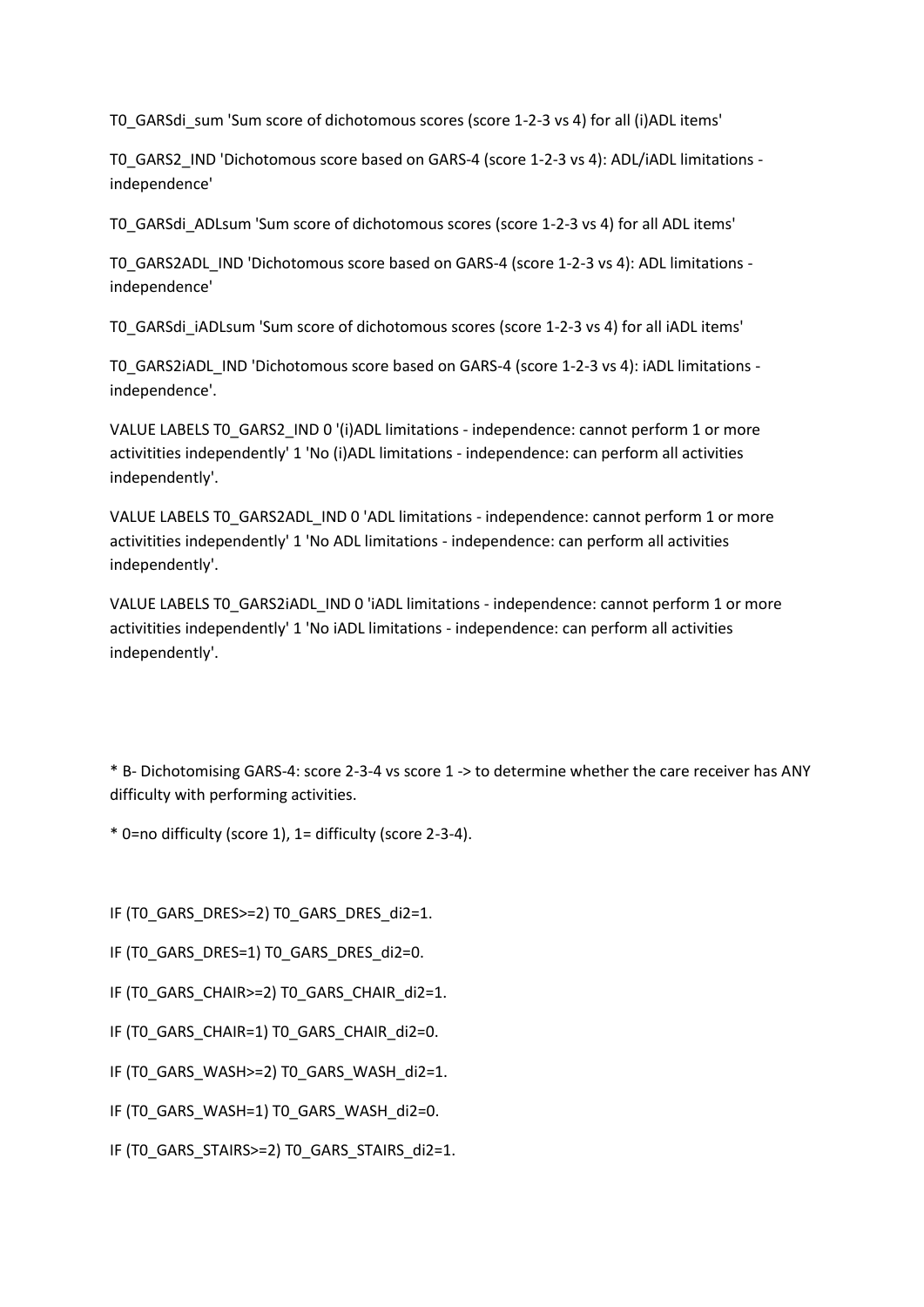T0_GARSdi_sum 'Sum score of dichotomous scores (score 1-2-3 vs 4) for all (i)ADL items'

T0_GARS2_IND 'Dichotomous score based on GARS-4 (score 1-2-3 vs 4): ADL/iADL limitations - independence'

T0_GARSdi_ADLsum 'Sum score of dichotomous scores (score 1-2-3 vs 4) for all ADL items'

T0_GARS2ADL_IND 'Dichotomous score based on GARS-4 (score 1-2-3 vs 4): ADL limitations - independence'

T0_GARSdi_iADLsum 'Sum score of dichotomous scores (score 1-2-3 vs 4) for all iADL items'

T0_GARS2iADL_IND 'Dichotomous score based on GARS-4 (score 1-2-3 vs 4): iADL limitations - independence'.

VALUE LABELS T0_GARS2_IND 0 '(i)ADL limitations - independence: cannot perform 1 or more activitities independently' 1 'No (i)ADL limitations - independence: can perform all activities independently'.

VALUE LABELS T0_GARS2ADL_IND 0 'ADL limitations - independence: cannot perform 1 or more activitities independently' 1 'No ADL limitations - independence: can perform all activities independently'.

VALUE LABELS T0_GARS2iADL_IND 0 'iADL limitations - independence: cannot perform 1 or more activitities independently' 1 'No iADL limitations - independence: can perform all activities independently'.

* B- Dichotomising GARS-4: score 2-3-4 vs score 1 -> to determine whether the care receiver has ANY difficulty with performing activities.

* 0=no difficulty (score 1), 1= difficulty (score 2-3-4).

IF (T0_GARS_DRES>=2) T0_GARS_DRES_di2=1.

IF (T0_GARS_DRES=1) T0_GARS_DRES_di2=0.

IF (T0_GARS_CHAIR>=2) T0_GARS_CHAIR_di2=1.

IF (T0_GARS_CHAIR=1) T0_GARS_CHAIR_di2=0.

IF (T0_GARS_WASH>=2) T0_GARS_WASH_di2=1.

IF (T0_GARS_WASH=1) T0_GARS_WASH_di2=0.

IF (T0_GARS_STAIRS>=2) T0_GARS_STAIRS_di2=1.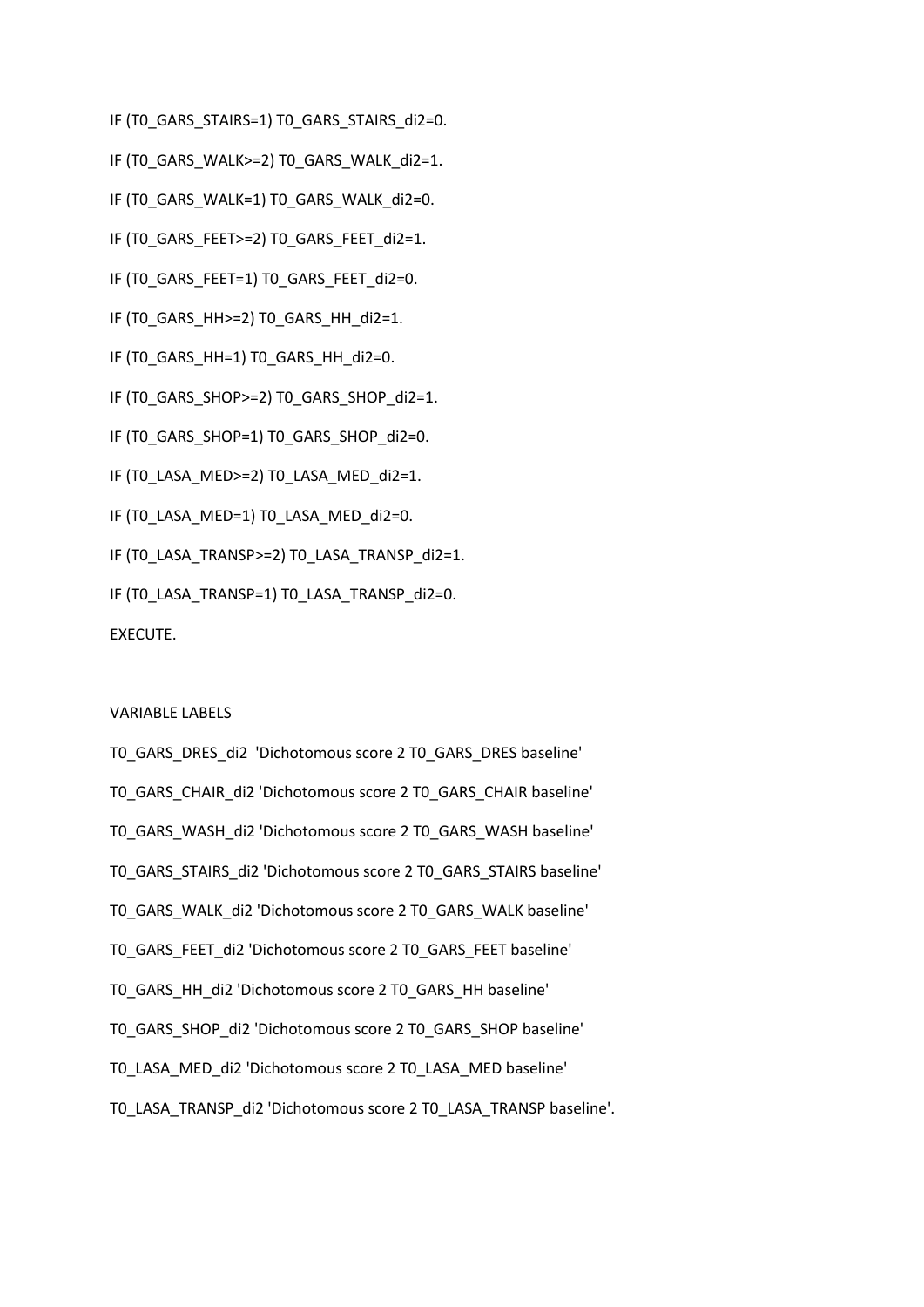```
IF (T0_GARS_STAIRS=1) T0_GARS_STAIRS_di2=0.
IF (T0_GARS_WALK>=2) T0_GARS_WALK_di2=1.
IF (T0_GARS_WALK=1) T0_GARS_WALK_di2=0.
IF (T0_GARS_FEET>=2) T0_GARS_FEET_di2=1.
IF (T0_GARS_FEET=1) T0_GARS_FEET_di2=0.
IF (T0_GARS_HH>=2) T0_GARS_HH_di2=1.
IF (T0_GARS_HH=1) T0_GARS_HH_di2=0.
IF (T0_GARS_SHOP>=2) T0_GARS_SHOP_di2=1.
IF (T0_GARS_SHOP=1) T0_GARS_SHOP_di2=0.
IF (T0_LASA_MED>=2) T0_LASA_MED_di2=1.
IF (T0_LASA_MED=1) T0_LASA_MED_di2=0.
IF (T0_LASA_TRANSP>=2) T0_LASA_TRANSP_di2=1.
IF (T0_LASA_TRANSP=1) T0_LASA_TRANSP_di2=0.
EXECUTE.

VARIABLE LABELS
T0_GARS_DRES_di2  'Dichotomous score 2 T0_GARS_DRES baseline'
T0_GARS_CHAIR_di2 'Dichotomous score 2 T0_GARS_CHAIR baseline'
T0_GARS_WASH_di2 'Dichotomous score 2 T0_GARS_WASH baseline'
T0_GARS_STAIRS_di2 'Dichotomous score 2 T0_GARS_STAIRS baseline'
T0_GARS_WALK_di2 'Dichotomous score 2 T0_GARS_WALK baseline'
T0_GARS_FEET_di2 'Dichotomous score 2 T0_GARS_FEET baseline'
T0_GARS_HH_di2 'Dichotomous score 2 T0_GARS_HH baseline'
T0_GARS_SHOP_di2 'Dichotomous score 2 T0_GARS_SHOP baseline'
T0_LASA_MED_di2 'Dichotomous score 2 T0_LASA_MED baseline'
T0_LASA_TRANSP_di2 'Dichotomous score 2 T0_LASA_TRANSP baseline'.
```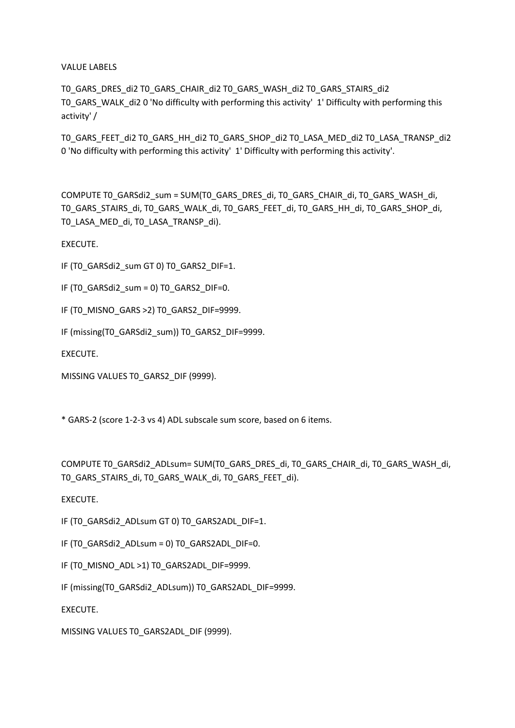VALUE LABELS

T0_GARS_DRES_di2 T0_GARS_CHAIR_di2 T0_GARS_WASH_di2 T0_GARS_STAIRS_di2 T0_GARS_WALK_di2 0 'No difficulty with performing this activity' 1' Difficulty with performing this activity' /

T0_GARS_FEET_di2 T0_GARS_HH_di2 T0_GARS_SHOP_di2 T0_LASA_MED_di2 T0_LASA_TRANSP_di2 0 'No difficulty with performing this activity' 1' Difficulty with performing this activity'.

COMPUTE T0_GARSdi2_sum = SUM(T0_GARS_DRES_di, T0_GARS_CHAIR_di, T0_GARS_WASH_di, T0_GARS_STAIRS_di, T0_GARS_WALK_di, T0_GARS_FEET_di, T0_GARS_HH_di, T0_GARS_SHOP_di, T0_LASA_MED_di, T0_LASA_TRANSP_di).

EXECUTE.

IF (T0_GARSdi2_sum GT 0) T0_GARS2_DIF=1.

IF (T0_GARSdi2_sum = 0) T0_GARS2_DIF=0.

IF (T0_MISNO_GARS >2) T0_GARS2_DIF=9999.

IF (missing(T0_GARSdi2_sum)) T0_GARS2_DIF=9999.

EXECUTE.

MISSING VALUES T0_GARS2_DIF (9999).

* GARS-2 (score 1-2-3 vs 4) ADL subscale sum score, based on 6 items.

COMPUTE T0_GARSdi2_ADLsum= SUM(T0_GARS_DRES_di, T0_GARS_CHAIR_di, T0_GARS_WASH_di, T0_GARS_STAIRS_di, T0_GARS_WALK_di, T0_GARS_FEET_di).

EXECUTE.

IF (T0_GARSdi2_ADLsum GT 0) T0_GARS2ADL_DIF=1.

IF (T0_GARSdi2_ADLsum = 0) T0_GARS2ADL_DIF=0.

IF (T0_MISNO_ADL >1) T0_GARS2ADL_DIF=9999.

IF (missing(T0_GARSdi2_ADLsum)) T0_GARS2ADL_DIF=9999.

EXECUTE.

MISSING VALUES T0_GARS2ADL_DIF (9999).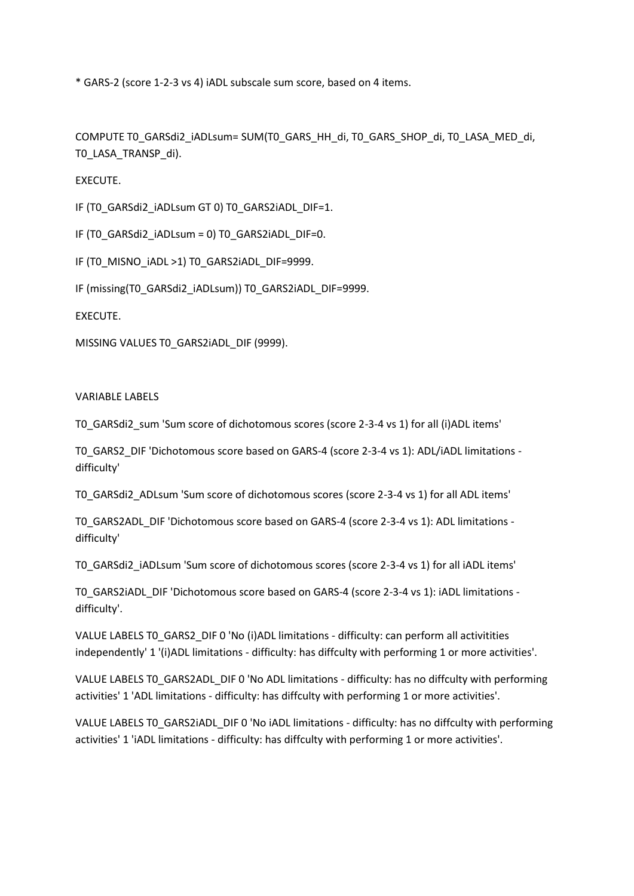* GARS-2 (score 1-2-3 vs 4) iADL subscale sum score, based on 4 items.

COMPUTE T0_GARSdi2_iADLsum= SUM(T0_GARS_HH_di, T0_GARS_SHOP_di, T0_LASA_MED_di, T0_LASA_TRANSP_di).

EXECUTE.

IF (T0_GARSdi2_iADLsum GT 0) T0_GARS2iADL_DIF=1.

IF (T0_GARSdi2_iADLsum = 0) T0_GARS2iADL_DIF=0.

IF (T0_MISNO_iADL >1) T0_GARS2iADL_DIF=9999.

IF (missing(T0_GARSdi2_iADLsum)) T0_GARS2iADL_DIF=9999.

EXECUTE.

MISSING VALUES T0_GARS2iADL_DIF (9999).

VARIABLE LABELS

T0_GARSdi2_sum 'Sum score of dichotomous scores (score 2-3-4 vs 1) for all (i)ADL items'

T0_GARS2_DIF 'Dichotomous score based on GARS-4 (score 2-3-4 vs 1): ADL/iADL limitations - difficulty'

T0_GARSdi2_ADLsum 'Sum score of dichotomous scores (score 2-3-4 vs 1) for all ADL items'

T0_GARS2ADL_DIF 'Dichotomous score based on GARS-4 (score 2-3-4 vs 1): ADL limitations - difficulty'

T0_GARSdi2_iADLsum 'Sum score of dichotomous scores (score 2-3-4 vs 1) for all iADL items'

T0_GARS2iADL_DIF 'Dichotomous score based on GARS-4 (score 2-3-4 vs 1): iADL limitations - difficulty'.

VALUE LABELS T0_GARS2_DIF 0 'No (i)ADL limitations - difficulty: can perform all actititities independently' 1 '(i)ADL limitations - difficulty: has diffculty with performing 1 or more activities'.

VALUE LABELS T0_GARS2ADL_DIF 0 'No ADL limitations - difficulty: has no diffculty with performing activities' 1 'ADL limitations - difficulty: has diffculty with performing 1 or more activities'.

VALUE LABELS T0_GARS2iADL_DIF 0 'No iADL limitations - difficulty: has no diffculty with performing activities' 1 'iADL limitations - difficulty: has diffculty with performing 1 or more activities'.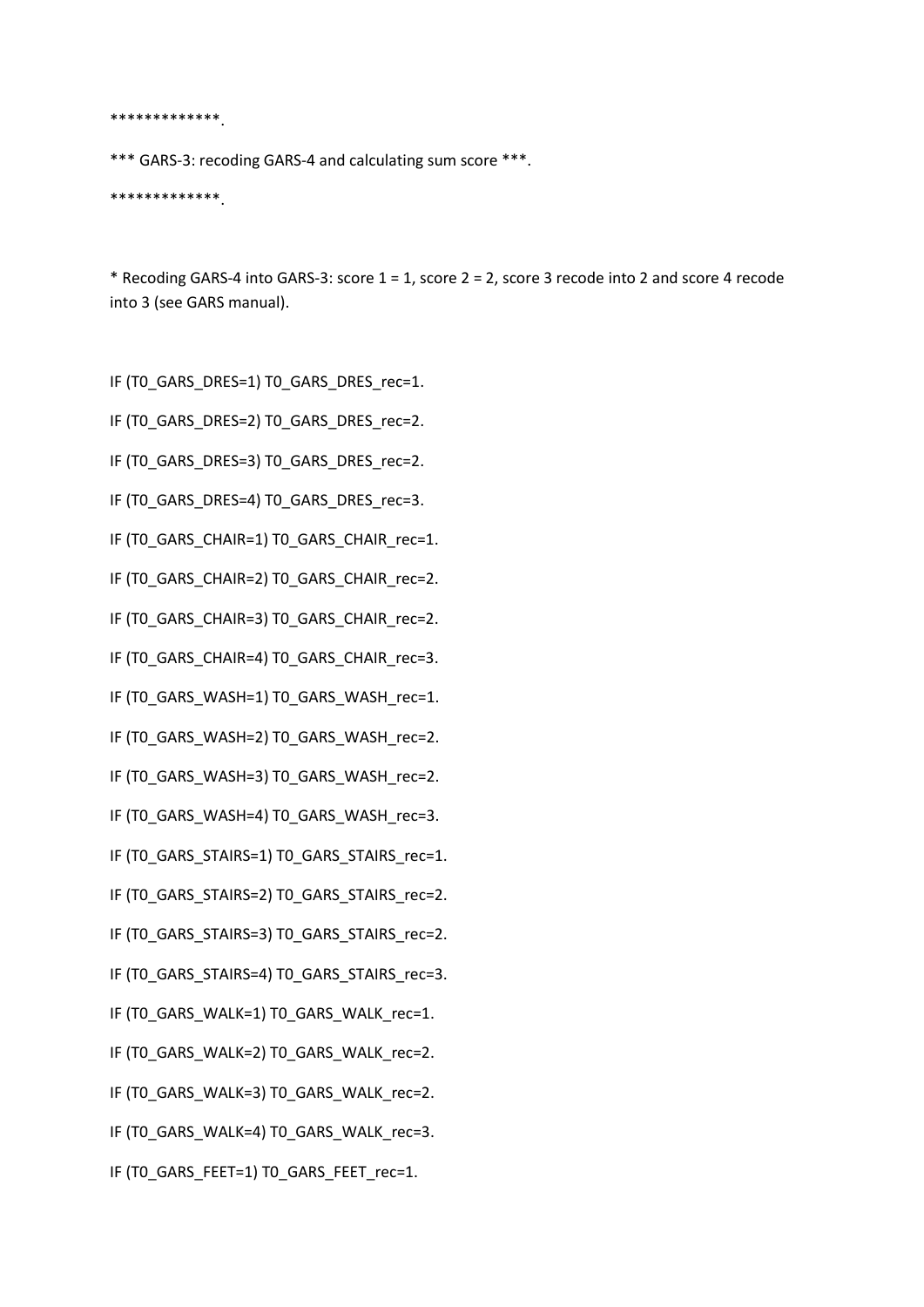```
*************.

*** GARS-3: recoding GARS-4 and calculating sum score ***.

*************.


* Recoding GARS-4 into GARS-3: score 1 = 1, score 2 = 2, score 3 recode into 2 and score 4 recode into 3 (see GARS manual).


IF (T0_GARS_DRES=1) T0_GARS_DRES_rec=1.

IF (T0_GARS_DRES=2) T0_GARS_DRES_rec=2.

IF (T0_GARS_DRES=3) T0_GARS_DRES_rec=2.

IF (T0_GARS_DRES=4) T0_GARS_DRES_rec=3.

IF (T0_GARS_CHAIR=1) T0_GARS_CHAIR_rec=1.

IF (T0_GARS_CHAIR=2) T0_GARS_CHAIR_rec=2.

IF (T0_GARS_CHAIR=3) T0_GARS_CHAIR_rec=2.

IF (T0_GARS_CHAIR=4) T0_GARS_CHAIR_rec=3.

IF (T0_GARS_WASH=1) T0_GARS_WASH_rec=1.

IF (T0_GARS_WASH=2) T0_GARS_WASH_rec=2.

IF (T0_GARS_WASH=3) T0_GARS_WASH_rec=2.

IF (T0_GARS_WASH=4) T0_GARS_WASH_rec=3.

IF (T0_GARS_STAIRS=1) T0_GARS_STAIRS_rec=1.

IF (T0_GARS_STAIRS=2) T0_GARS_STAIRS_rec=2.

IF (T0_GARS_STAIRS=3) T0_GARS_STAIRS_rec=2.

IF (T0_GARS_STAIRS=4) T0_GARS_STAIRS_rec=3.

IF (T0_GARS_WALK=1) T0_GARS_WALK_rec=1.

IF (T0_GARS_WALK=2) T0_GARS_WALK_rec=2.

IF (T0_GARS_WALK=3) T0_GARS_WALK_rec=2.

IF (T0_GARS_WALK=4) T0_GARS_WALK_rec=3.

IF (T0_GARS_FEET=1) T0_GARS_FEET_rec=1.
```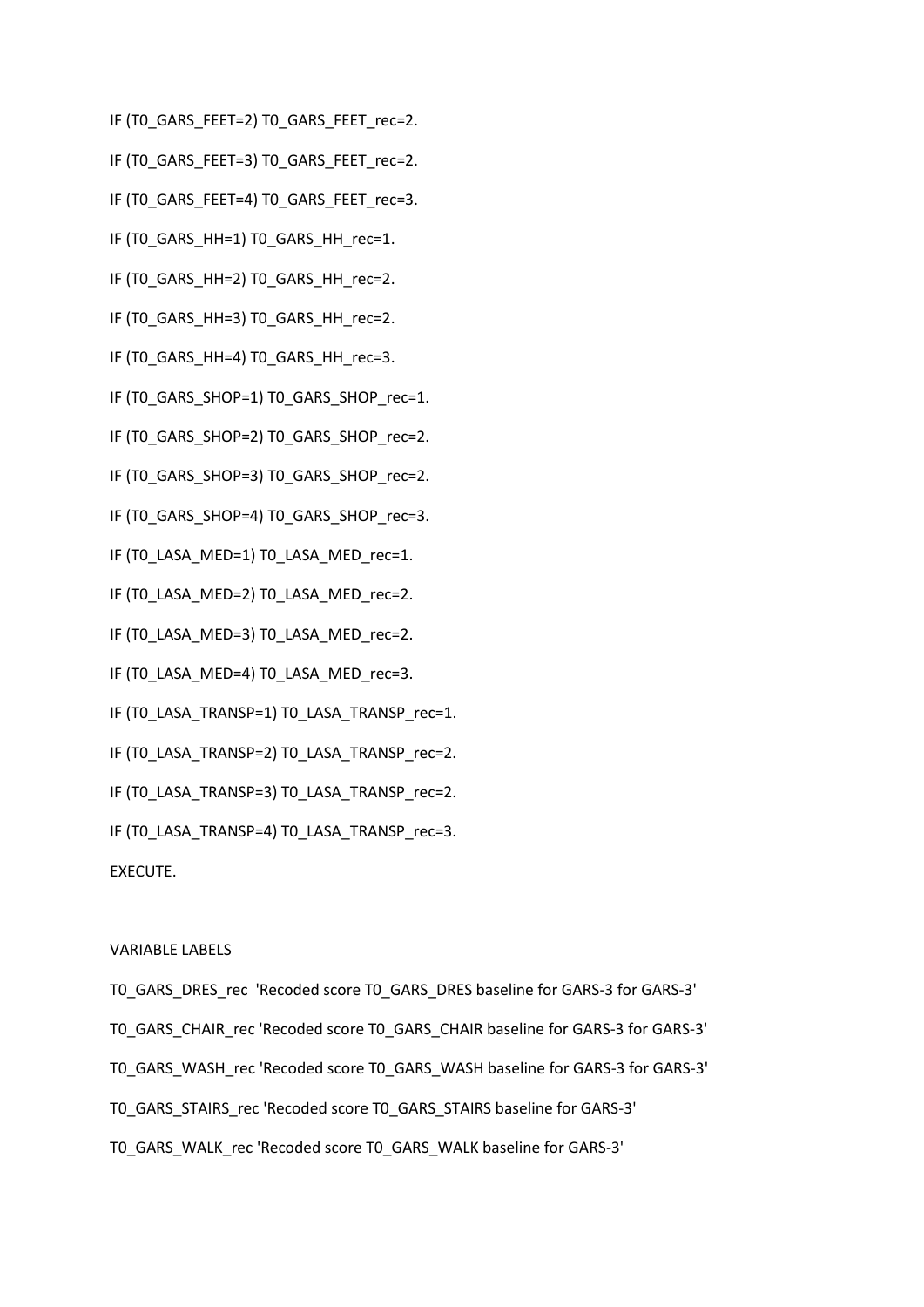IF (T0_GARS_FEET=2) T0_GARS_FEET_rec=2.

IF (T0_GARS_FEET=3) T0_GARS_FEET_rec=2.

IF (T0_GARS_FEET=4) T0_GARS_FEET_rec=3.

IF (T0_GARS_HH=1) T0_GARS_HH_rec=1.

IF (T0_GARS_HH=2) T0_GARS_HH_rec=2.

IF (T0_GARS_HH=3) T0_GARS_HH_rec=2.

IF (T0_GARS_HH=4) T0_GARS_HH_rec=3.

IF (T0_GARS_SHOP=1) T0_GARS_SHOP_rec=1.

IF (T0_GARS_SHOP=2) T0_GARS_SHOP_rec=2.

IF (T0_GARS_SHOP=3) T0_GARS_SHOP_rec=2.

IF (T0_GARS_SHOP=4) T0_GARS_SHOP_rec=3.

IF (T0_LASA_MED=1) T0_LASA_MED_rec=1.

IF (T0_LASA_MED=2) T0_LASA_MED_rec=2.

IF (T0_LASA_MED=3) T0_LASA_MED_rec=2.

IF (T0_LASA_MED=4) T0_LASA_MED_rec=3.

IF (T0_LASA_TRANSP=1) T0_LASA_TRANSP_rec=1.

IF (T0_LASA_TRANSP=2) T0_LASA_TRANSP_rec=2.

IF (T0_LASA_TRANSP=3) T0_LASA_TRANSP_rec=2.

IF (T0_LASA_TRANSP=4) T0_LASA_TRANSP_rec=3.

EXECUTE.

VARIABLE LABELS

T0_GARS_DRES_rec 'Recoded score T0_GARS_DRES baseline for GARS-3 for GARS-3'

T0_GARS_CHAIR_rec 'Recoded score T0_GARS_CHAIR baseline for GARS-3 for GARS-3'

T0_GARS_WASH_rec 'Recoded score T0_GARS_WASH baseline for GARS-3 for GARS-3'

T0_GARS_STAIRS_rec 'Recoded score T0_GARS_STAIRS baseline for GARS-3'

T0_GARS_WALK_rec 'Recoded score T0_GARS_WALK baseline for GARS-3'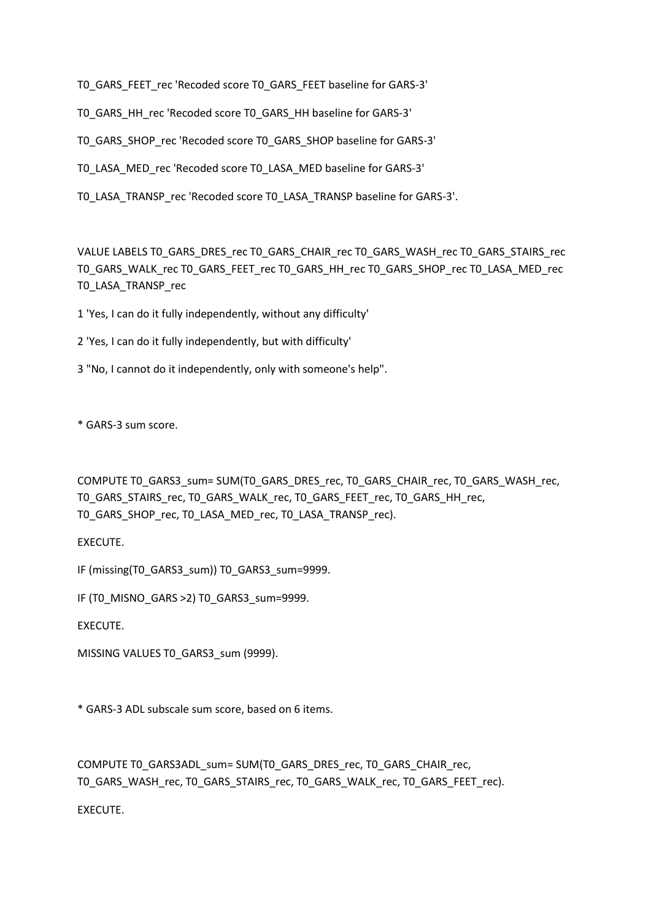T0_GARS_FEET_rec 'Recoded score T0_GARS_FEET baseline for GARS-3'

T0_GARS_HH_rec 'Recoded score T0_GARS_HH baseline for GARS-3'

T0_GARS_SHOP_rec 'Recoded score T0_GARS_SHOP baseline for GARS-3'

T0_LASA_MED_rec 'Recoded score T0_LASA_MED baseline for GARS-3'

T0_LASA_TRANSP_rec 'Recoded score T0_LASA_TRANSP baseline for GARS-3'.

VALUE LABELS T0_GARS_DRES_rec T0_GARS_CHAIR_rec T0_GARS_WASH_rec T0_GARS_STAIRS_rec T0_GARS_WALK_rec T0_GARS_FEET_rec T0_GARS_HH_rec T0_GARS_SHOP_rec T0_LASA_MED_rec T0_LASA_TRANSP_rec

1 'Yes, I can do it fully independently, without any difficulty'

2 'Yes, I can do it fully independently, but with difficulty'

3 "No, I cannot do it independently, only with someone's help".

* GARS-3 sum score.

COMPUTE T0_GARS3_sum= SUM(T0_GARS_DRES_rec, T0_GARS_CHAIR_rec, T0_GARS_WASH_rec, T0_GARS_STAIRS_rec, T0_GARS_WALK_rec, T0_GARS_FEET_rec, T0_GARS_HH_rec, T0_GARS_SHOP_rec, T0_LASA_MED_rec, T0_LASA_TRANSP_rec).

EXECUTE.

IF (missing(T0_GARS3_sum)) T0_GARS3_sum=9999.

IF (T0_MISNO_GARS >2) T0_GARS3_sum=9999.

EXECUTE.

MISSING VALUES T0_GARS3_sum (9999).

* GARS-3 ADL subscale sum score, based on 6 items.

COMPUTE T0_GARS3ADL_sum= SUM(T0_GARS_DRES_rec, T0_GARS_CHAIR_rec, T0_GARS_WASH_rec, T0_GARS_STAIRS_rec, T0_GARS_WALK_rec, T0_GARS_FEET_rec).

EXECUTE.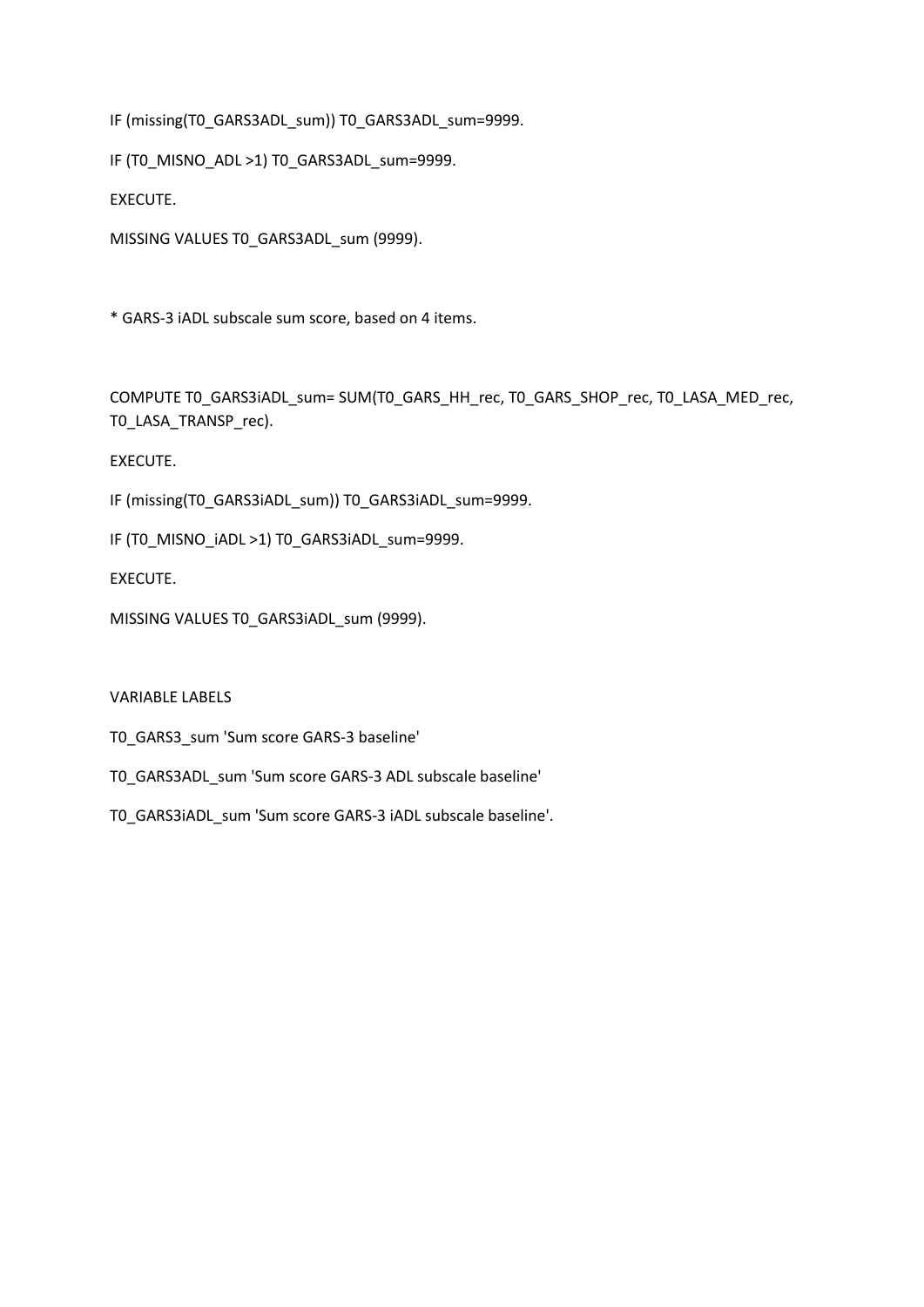IF (missing(T0_GARS3ADL_sum)) T0_GARS3ADL_sum=9999.

IF (T0_MISNO_ADL >1) T0_GARS3ADL_sum=9999.

EXECUTE.

MISSING VALUES T0_GARS3ADL_sum (9999).

* GARS-3 iADL subscale sum score, based on 4 items.

COMPUTE T0_GARS3iADL_sum= SUM(T0_GARS_HH_rec, T0_GARS_SHOP_rec, T0_LASA_MED_rec, T0_LASA_TRANSP_rec).

EXECUTE.

IF (missing(T0_GARS3iADL_sum)) T0_GARS3iADL_sum=9999.

IF (T0_MISNO_iADL >1) T0_GARS3iADL_sum=9999.

EXECUTE.

MISSING VALUES T0_GARS3iADL_sum (9999).

VARIABLE LABELS

T0_GARS3_sum 'Sum score GARS-3 baseline'

T0_GARS3ADL_sum 'Sum score GARS-3 ADL subscale baseline'

T0_GARS3iADL_sum 'Sum score GARS-3 iADL subscale baseline'.